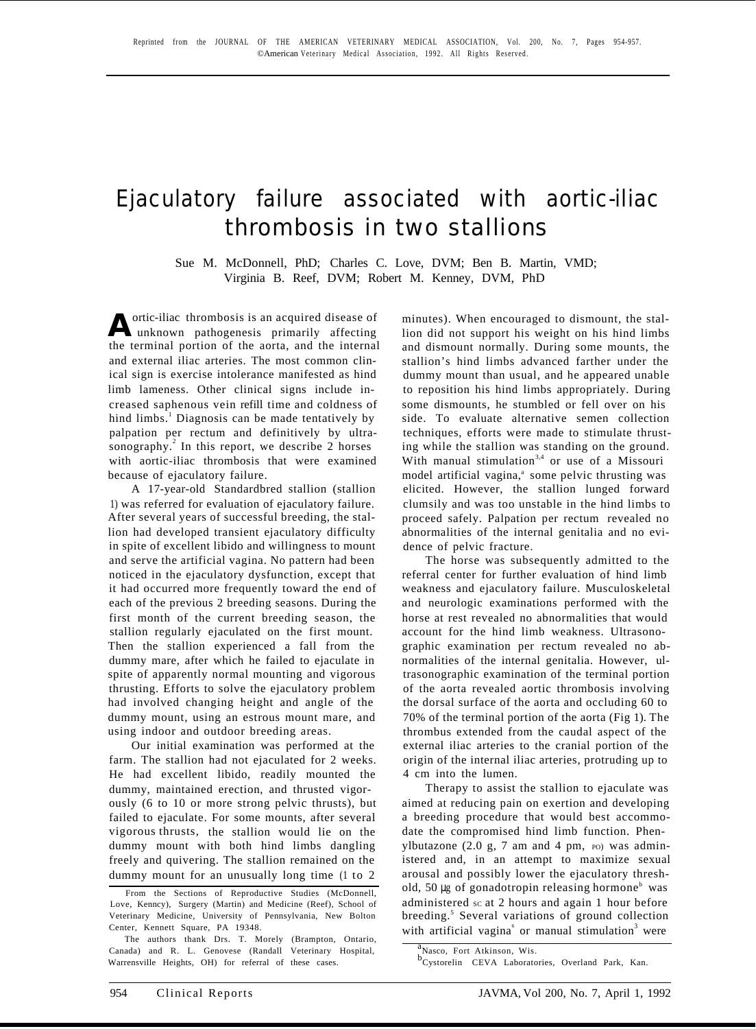Reprinted from the JOURNAL OF THE AMERICAN VETERINARY MEDICAL ASSOCIATION, Vol. 200, No. 7, Pages 954-957.
©American Veterinary Medical Association, 1992. All Rights Reserved.

# Ejaculatory failure associated with aortic-iliac thrombosis in two stallions

Sue M. McDonnell, PhD; Charles C. Love, DVM; Ben B. Martin, VMD; Virginia B. Reef, DVM; Robert M. Kenney, DVM, PhD

Aortic-iliac thrombosis is an acquired disease of unknown pathogenesis primarily affecting the terminal portion of the aorta, and the internal and external iliac arteries. The most common clinical sign is exercise intolerance manifested as hind limb lameness. Other clinical signs include increased saphenous vein refill time and coldness of hind limbs.[1] Diagnosis can be made tentatively by palpation per rectum and definitively by ultrasonography.[2] In this report, we describe 2 horses with aortic-iliac thrombosis that were examined because of ejaculatory failure.

A 17-year-old Standardbred stallion (stallion 1) was referred for evaluation of ejaculatory failure. After several years of successful breeding, the stallion had developed transient ejaculatory difficulty in spite of excellent libido and willingness to mount and serve the artificial vagina. No pattern had been noticed in the ejaculatory dysfunction, except that it had occurred more frequently toward the end of each of the previous 2 breeding seasons. During the first month of the current breeding season, the stallion regularly ejaculated on the first mount. Then the stallion experienced a fall from the dummy mare, after which he failed to ejaculate in spite of apparently normal mounting and vigorous thrusting. Efforts to solve the ejaculatory problem had involved changing height and angle of the dummy mount, using an estrous mount mare, and using indoor and outdoor breeding areas.

Our initial examination was performed at the farm. The stallion had not ejaculated for 2 weeks. He had excellent libido, readily mounted the dummy, maintained erection, and thrusted vigorously (6 to 10 or more strong pelvic thrusts), but failed to ejaculate. For some mounts, after several vigorous thrusts, the stallion would lie on the dummy mount with both hind limbs dangling freely and quivering. The stallion remained on the dummy mount for an unusually long time (1 to 2 minutes). When encouraged to dismount, the stallion did not support his weight on his hind limbs and dismount normally. During some mounts, the stallion's hind limbs advanced farther under the dummy mount than usual, and he appeared unable to reposition his hind limbs appropriately. During some dismounts, he stumbled or fell over on his side. To evaluate alternative semen collection techniques, efforts were made to stimulate thrusting while the stallion was standing on the ground. With manual stimulation[3,4] or use of a Missouri model artificial vagina,[a] some pelvic thrusting was elicited. However, the stallion lunged forward clumsily and was too unstable in the hind limbs to proceed safely. Palpation per rectum revealed no abnormalities of the internal genitalia and no evidence of pelvic fracture.

The horse was subsequently admitted to the referral center for further evaluation of hind limb weakness and ejaculatory failure. Musculoskeletal and neurologic examinations performed with the horse at rest revealed no abnormalities that would account for the hind limb weakness. Ultrasonographic examination per rectum revealed no abnormalities of the internal genitalia. However, ultrasonographic examination of the terminal portion of the aorta revealed aortic thrombosis involving the dorsal surface of the aorta and occluding 60 to 70% of the terminal portion of the aorta (Fig 1). The thrombus extended from the caudal aspect of the external iliac arteries to the cranial portion of the origin of the internal iliac arteries, protruding up to 4 cm into the lumen.

Therapy to assist the stallion to ejaculate was aimed at reducing pain on exertion and developing a breeding procedure that would best accommodate the compromised hind limb function. Phenylbutazone (2.0 g, 7 am and 4 pm, PO) was administered and, in an attempt to maximize sexual arousal and possibly lower the ejaculatory threshold, 50 µg of gonadotropin releasing hormone[b] was administered SC at 2 hours and again 1 hour before breeding.[5] Several variations of ground collection with artificial vagina[6] or manual stimulation[3] were

From the Sections of Reproductive Studies (McDonnell, Love, Kenney), Surgery (Martin) and Medicine (Reef), School of Veterinary Medicine, University of Pennsylvania, New Bolton Center, Kennett Square, PA 19348.

The authors thank Drs. T. Morely (Brampton, Ontario, Canada) and R. L. Genovese (Randall Veterinary Hospital, Warrensville Heights, OH) for referral of these cases.

[a] Nasco, Fort Atkinson, Wis.

[b] Cystorelin CEVA Laboratories, Overland Park, Kan.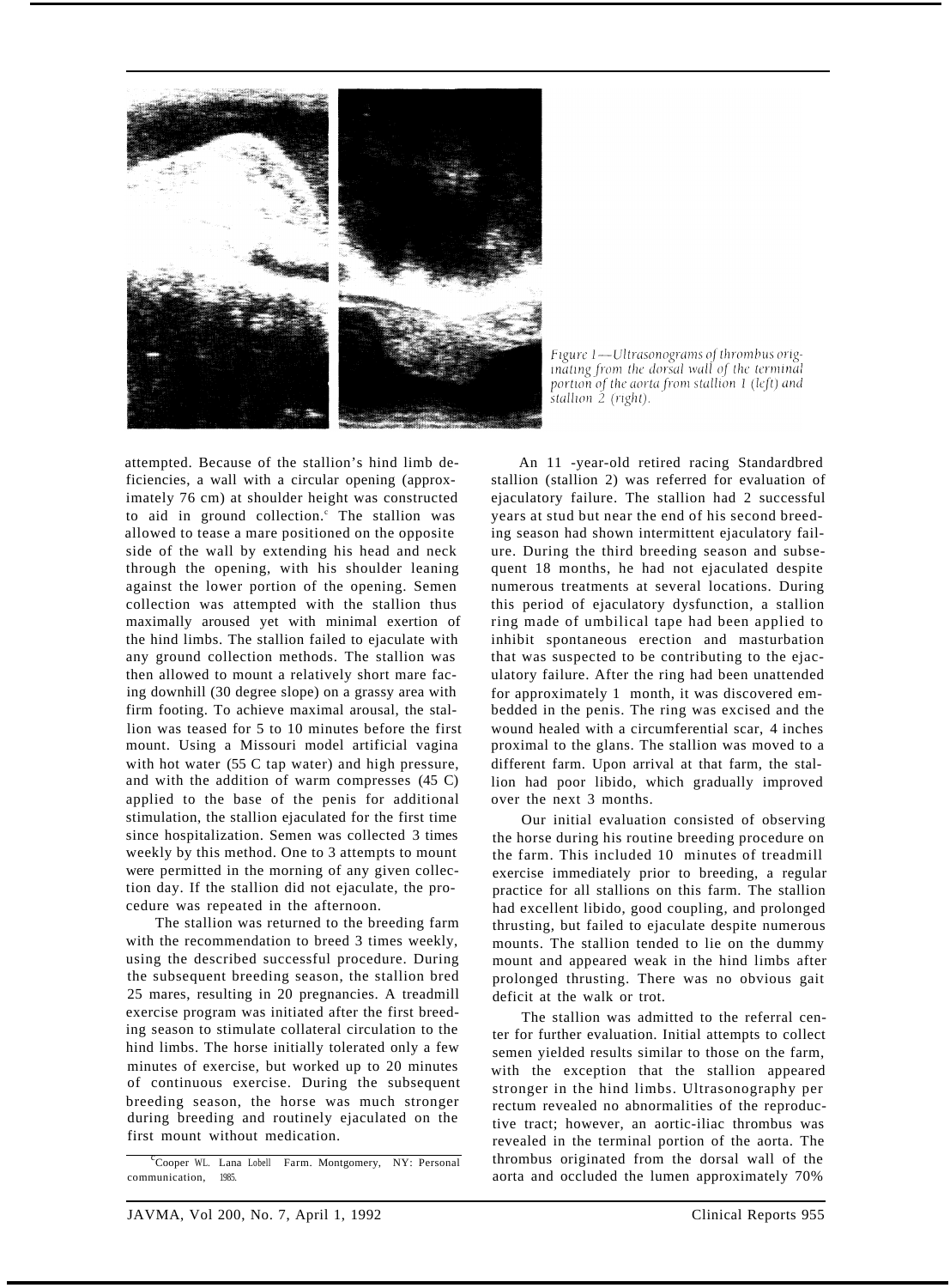Figure 1—Ultrasonograms of thrombus originating from the dorsal wall of the terminal portion of the aorta from stallion 1 (left) and stallion 2 (right).

attempted. Because of the stallion's hind limb deficiencies, a wall with a circular opening (approximately 76 cm) at shoulder height was constructed to aid in ground collection.[c] The stallion was allowed to tease a mare positioned on the opposite side of the wall by extending his head and neck through the opening, with his shoulder leaning against the lower portion of the opening. Semen collection was attempted with the stallion thus maximally aroused yet with minimal exertion of the hind limbs. The stallion failed to ejaculate with any ground collection methods. The stallion was then allowed to mount a relatively short mare facing downhill (30 degree slope) on a grassy area with firm footing. To achieve maximal arousal, the stallion was teased for 5 to 10 minutes before the first mount. Using a Missouri model artificial vagina with hot water (55 C tap water) and high pressure, and with the addition of warm compresses (45 C) applied to the base of the penis for additional stimulation, the stallion ejaculated for the first time since hospitalization. Semen was collected 3 times weekly by this method. One to 3 attempts to mount were permitted in the morning of any given collection day. If the stallion did not ejaculate, the procedure was repeated in the afternoon.

The stallion was returned to the breeding farm with the recommendation to breed 3 times weekly, using the described successful procedure. During the subsequent breeding season, the stallion bred 25 mares, resulting in 20 pregnancies. A treadmill exercise program was initiated after the first breeding season to stimulate collateral circulation to the hind limbs. The horse initially tolerated only a few minutes of exercise, but worked up to 20 minutes of continuous exercise. During the subsequent breeding season, the horse was much stronger during breeding and routinely ejaculated on the first mount without medication.

[c]Cooper WL. Lana Lobell Farm. Montgomery, NY: Personal communication, 1985.

An 11-year-old retired racing Standardbred stallion (stallion 2) was referred for evaluation of ejaculatory failure. The stallion had 2 successful years at stud but near the end of his second breeding season had shown intermittent ejaculatory failure. During the third breeding season and subsequent 18 months, he had not ejaculated despite numerous treatments at several locations. During this period of ejaculatory dysfunction, a stallion ring made of umbilical tape had been applied to inhibit spontaneous erection and masturbation that was suspected to be contributing to the ejaculatory failure. After the ring had been unattended for approximately 1 month, it was discovered embedded in the penis. The ring was excised and the wound healed with a circumferential scar, 4 inches proximal to the glans. The stallion was moved to a different farm. Upon arrival at that farm, the stallion had poor libido, which gradually improved over the next 3 months.

Our initial evaluation consisted of observing the horse during his routine breeding procedure on the farm. This included 10 minutes of treadmill exercise immediately prior to breeding, a regular practice for all stallions on this farm. The stallion had excellent libido, good coupling, and prolonged thrusting, but failed to ejaculate despite numerous mounts. The stallion tended to lie on the dummy mount and appeared weak in the hind limbs after prolonged thrusting. There was no obvious gait deficit at the walk or trot.

The stallion was admitted to the referral center for further evaluation. Initial attempts to collect semen yielded results similar to those on the farm, with the exception that the stallion appeared stronger in the hind limbs. Ultrasonography per rectum revealed no abnormalities of the reproductive tract; however, an aortic-iliac thrombus was revealed in the terminal portion of the aorta. The thrombus originated from the dorsal wall of the aorta and occluded the lumen approximately 70%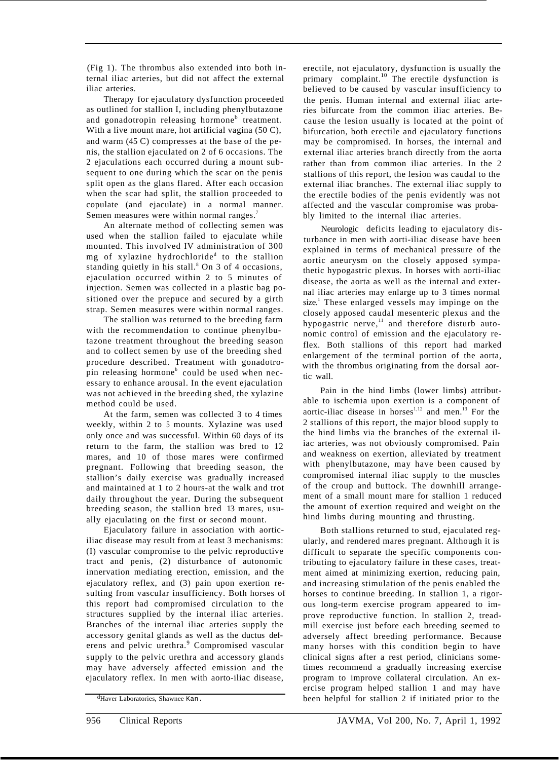(Fig 1). The thrombus also extended into both internal iliac arteries, but did not affect the external iliac arteries.

Therapy for ejaculatory dysfunction proceeded as outlined for stallion I, including phenylbutazone and gonadotropin releasing hormone[b] treatment. With a live mount mare, hot artificial vagina (50 C), and warm (45 C) compresses at the base of the penis, the stallion ejaculated on 2 of 6 occasions. The 2 ejaculations each occurred during a mount subsequent to one during which the scar on the penis split open as the glans flared. After each occasion when the scar had split, the stallion proceeded to copulate (and ejaculate) in a normal manner. Semen measures were within normal ranges.[7]

An alternate method of collecting semen was used when the stallion failed to ejaculate while mounted. This involved IV administration of 300 mg of xylazine hydrochloride[d] to the stallion standing quietly in his stall.[8] On 3 of 4 occasions, ejaculation occurred within 2 to 5 minutes of injection. Semen was collected in a plastic bag positioned over the prepuce and secured by a girth strap. Semen measures were within normal ranges.

The stallion was returned to the breeding farm with the recommendation to continue phenylbutazone treatment throughout the breeding season and to collect semen by use of the breeding shed procedure described. Treatment with gonadotropin releasing hormone[b] could be used when necessary to enhance arousal. In the event ejaculation was not achieved in the breeding shed, the xylazine method could be used.

At the farm, semen was collected 3 to 4 times weekly, within 2 to 5 mounts. Xylazine was used only once and was successful. Within 60 days of its return to the farm, the stallion was bred to 12 mares, and 10 of those mares were confirmed pregnant. Following that breeding season, the stallion's daily exercise was gradually increased and maintained at 1 to 2 hours-at the walk and trot daily throughout the year. During the subsequent breeding season, the stallion bred 13 mares, usually ejaculating on the first or second mount.

Ejaculatory failure in association with aortic-iliac disease may result from at least 3 mechanisms: (I) vascular compromise to the pelvic reproductive tract and penis, (2) disturbance of autonomic innervation mediating erection, emission, and the ejaculatory reflex, and (3) pain upon exertion resulting from vascular insufficiency. Both horses of this report had compromised circulation to the structures supplied by the internal iliac arteries. Branches of the internal iliac arteries supply the accessory genital glands as well as the ductus deferens and pelvic urethra.[9] Compromised vascular supply to the pelvic urethra and accessory glands may have adversely affected emission and the ejaculatory reflex. In men with aorto-iliac disease, erectile, not ejaculatory, dysfunction is usually the primary complaint.[10] The erectile dysfunction is believed to be caused by vascular insufficiency to the penis. Human internal and external iliac arteries bifurcate from the common iliac arteries. Because the lesion usually is located at the point of bifurcation, both erectile and ejaculatory functions may be compromised. In horses, the internal and external iliac arteries branch directly from the aorta rather than from common iliac arteries. In the 2 stallions of this report, the lesion was caudal to the external iliac branches. The external iliac supply to the erectile bodies of the penis evidently was not affected and the vascular compromise was probably limited to the internal iliac arteries.

Neurologic deficits leading to ejaculatory disturbance in men with aorti-iliac disease have been explained in terms of mechanical pressure of the aortic aneurysm on the closely apposed sympathetic hypogastric plexus. In horses with aorti-iliac disease, the aorta as well as the internal and external iliac arteries may enlarge up to 3 times normal size.[1] These enlarged vessels may impinge on the closely apposed caudal mesenteric plexus and the hypogastric nerve,[11] and therefore disturb autonomic control of emission and the ejaculatory reflex. Both stallions of this report had marked enlargement of the terminal portion of the aorta, with the thrombus originating from the dorsal aortic wall.

Pain in the hind limbs (lower limbs) attributable to ischemia upon exertion is a component of aortic-iliac disease in horses[1,12] and men.[13] For the 2 stallions of this report, the major blood supply to the hind limbs via the branches of the external iliac arteries, was not obviously compromised. Pain and weakness on exertion, alleviated by treatment with phenylbutazone, may have been caused by compromised internal iliac supply to the muscles of the croup and buttock. The downhill arrangement of a small mount mare for stallion 1 reduced the amount of exertion required and weight on the hind limbs during mounting and thrusting.

Both stallions returned to stud, ejaculated regularly, and rendered mares pregnant. Although it is difficult to separate the specific components contributing to ejaculatory failure in these cases, treatment aimed at minimizing exertion, reducing pain, and increasing stimulation of the penis enabled the horses to continue breeding. In stallion 1, a rigorous long-term exercise program appeared to improve reproductive function. In stallion 2, treadmill exercise just before each breeding seemed to adversely affect breeding performance. Because many horses with this condition begin to have clinical signs after a rest period, clinicians sometimes recommend a gradually increasing exercise program to improve collateral circulation. An exercise program helped stallion 1 and may have been helpful for stallion 2 if initiated prior to the

[d]Haver Laboratories, Shawnee Kan.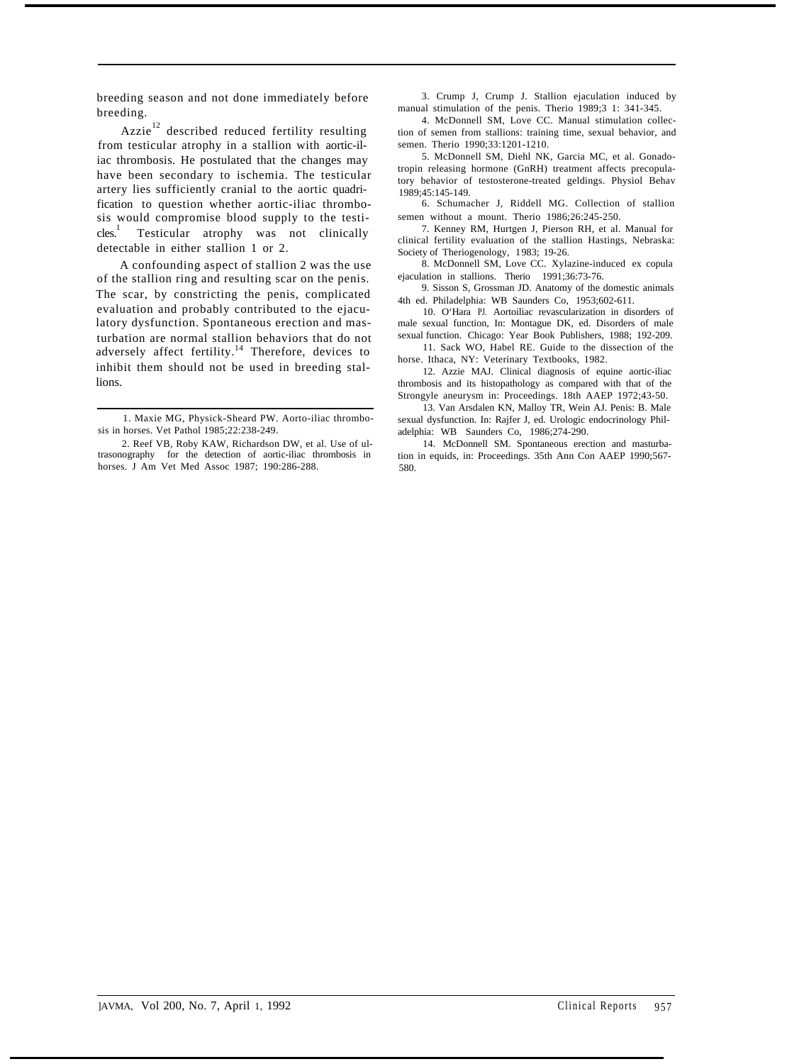breeding season and not done immediately before breeding.

Azzie[12] described reduced fertility resulting from testicular atrophy in a stallion with aortic-iliac thrombosis. He postulated that the changes may have been secondary to ischemia. The testicular artery lies sufficiently cranial to the aortic quadrification to question whether aortic-iliac thrombosis would compromise blood supply to the testicles.[1] Testicular atrophy was not clinically detectable in either stallion 1 or 2.

A confounding aspect of stallion 2 was the use of the stallion ring and resulting scar on the penis. The scar, by constricting the penis, complicated evaluation and probably contributed to the ejaculatory dysfunction. Spontaneous erection and masturbation are normal stallion behaviors that do not adversely affect fertility.[14] Therefore, devices to inhibit them should not be used in breeding stallions.

---

1. Maxie MG, Physick-Sheard PW. Aorto-iliac thrombosis in horses. Vet Pathol 1985;22:238-249.
2. Reef VB, Roby KAW, Richardson DW, et al. Use of ultrasonography for the detection of aortic-iliac thrombosis in horses. J Am Vet Med Assoc 1987; 190:286-288.
3. Crump J, Crump J. Stallion ejaculation induced by manual stimulation of the penis. Therio 1989;3 1: 341-345.
4. McDonnell SM, Love CC. Manual stimulation collection of semen from stallions: training time, sexual behavior, and semen. Therio 1990;33:1201-1210.
5. McDonnell SM, Diehl NK, Garcia MC, et al. Gonadotropin releasing hormone (GnRH) treatment affects precopulatory behavior of testosterone-treated geldings. Physiol Behav 1989;45:145-149.
6. Schumacher J, Riddell MG. Collection of stallion semen without a mount. Therio 1986;26:245-250.
7. Kenney RM, Hurtgen J, Pierson RH, et al. Manual for clinical fertility evaluation of the stallion Hastings, Nebraska: Society of Theriogenology, 1983; 19-26.
8. McDonnell SM, Love CC. Xylazine-induced ex copula ejaculation in stallions. Therio 1991;36:73-76.
9. Sisson S, Grossman JD. Anatomy of the domestic animals 4th ed. Philadelphia: WB Saunders Co, 1953;602-611.
10. O'Hara PJ. Aortoiliac revascularization in disorders of male sexual function, In: Montague DK, ed. Disorders of male sexual function. Chicago: Year Book Publishers, 1988; 192-209.
11. Sack WO, Habel RE. Guide to the dissection of the horse. Ithaca, NY: Veterinary Textbooks, 1982.
12. Azzie MAJ. Clinical diagnosis of equine aortic-iliac thrombosis and its histopathology as compared with that of the Strongyle aneurysm in: Proceedings. 18th AAEP 1972;43-50.
13. Van Arsdalen KN, Malloy TR, Wein AJ. Penis: B. Male sexual dysfunction. In: Rajfer J, ed. Urologic endocrinology Philadelphia: WB Saunders Co, 1986;274-290.
14. McDonnell SM. Spontaneous erection and masturbation in equids, in: Proceedings. 35th Ann Con AAEP 1990;567-580.